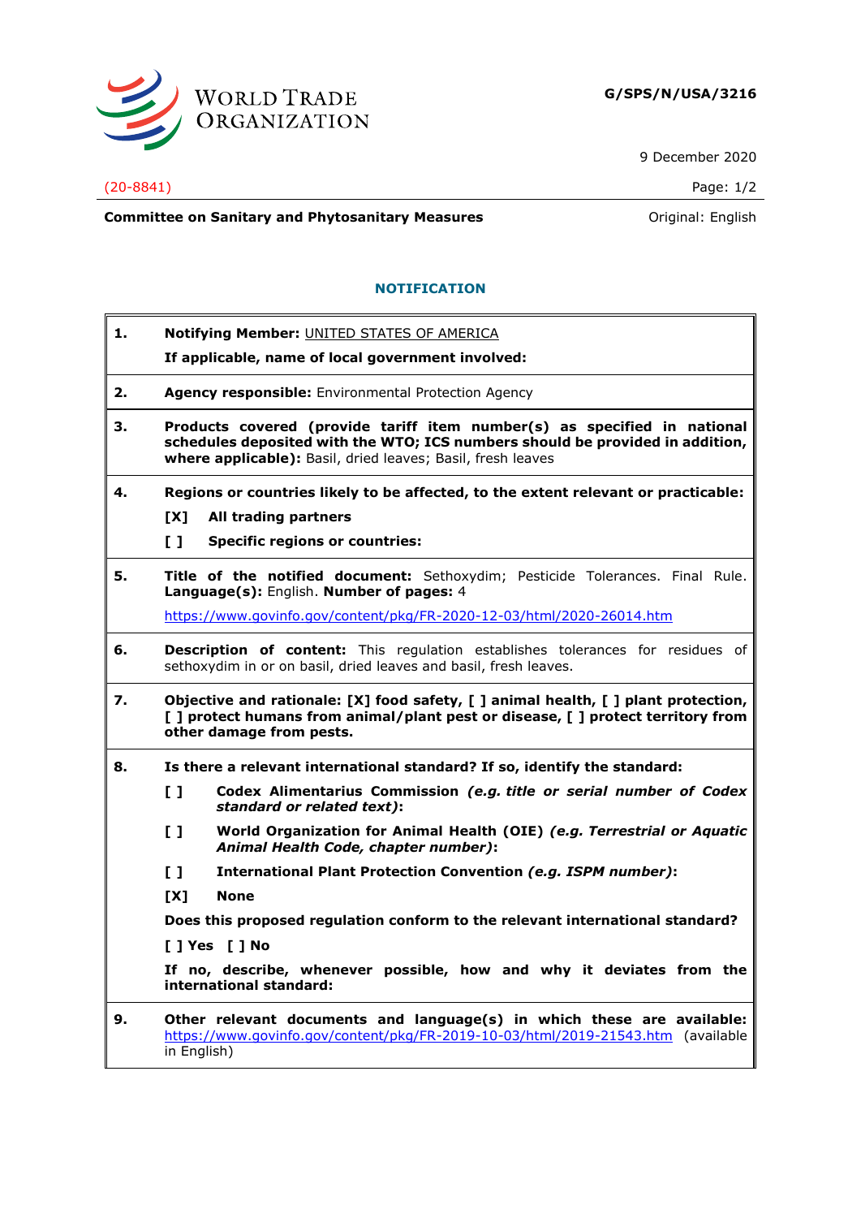**WORLD TRADE ORGANIZATION**

**G/SPS/N/USA/3216**

9 December 2020

(20-8841)

**Committee on Sanitary and Phytosanitary Measures**

Original: English

## NOTIFICATION

**1. Notifying Member:** UNITED STATES OF AMERICA

**If applicable, name of local government involved:**

**2. Agency responsible:** Environmental Protection Agency

**3. Products covered (provide tariff item number(s) as specified in national schedules deposited with the WTO; ICS numbers should be provided in addition, where applicable):** Basil, dried leaves; Basil, fresh leaves

**4. Regions or countries likely to be affected, to the extent relevant or practicable:**

[X] **All trading partners**

[ ] **Specific regions or countries:**

**5. Title of the notified document:** Sethoxydim; Pesticide Tolerances. Final Rule. **Language(s):** English. **Number of pages:** 4

https://www.govinfo.gov/content/pkg/FR-2020-12-03/html/2020-26014.htm

**6. Description of content:** This regulation establishes tolerances for residues of sethoxydim in or on basil, dried leaves and basil, fresh leaves.

**7. Objective and rationale: [X] food safety, [ ] animal health, [ ] plant protection, [ ] protect humans from animal/plant pest or disease, [ ] protect territory from other damage from pests.**

**8. Is there a relevant international standard? If so, identify the standard:**

[ ] **Codex Alimentarius Commission** ***(e.g. title or serial number of Codex standard or related text)*****:**

[ ] **World Organization for Animal Health (OIE)** ***(e.g. Terrestrial or Aquatic Animal Health Code, chapter number)*****:**

[ ] **International Plant Protection Convention** ***(e.g. ISPM number)*****:**

[X] **None**

**Does this proposed regulation conform to the relevant international standard?**

**[ ] Yes [ ] No**

**If no, describe, whenever possible, how and why it deviates from the international standard:**

**9. Other relevant documents and language(s) in which these are available:** https://www.govinfo.gov/content/pkg/FR-2019-10-03/html/2019-21543.htm (available in English)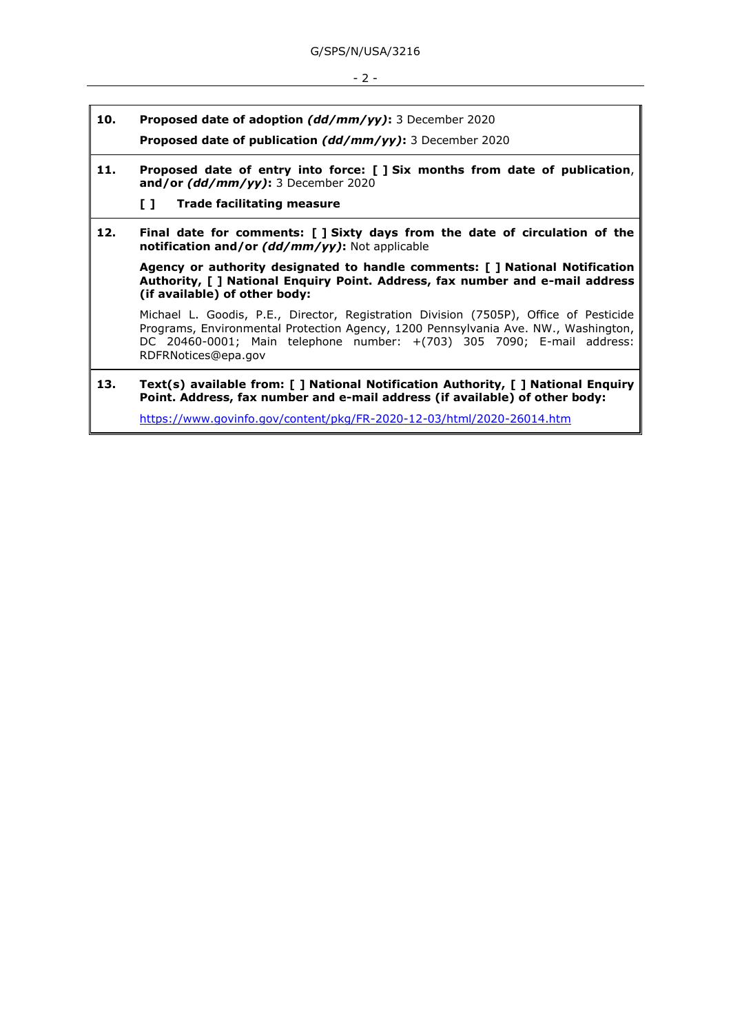**10. Proposed date of adoption *(dd/mm/yy)*:** 3 December 2020

**Proposed date of publication *(dd/mm/yy)*:** 3 December 2020

**11. Proposed date of entry into force: [ ] Six months from date of publication, and/or *(dd/mm/yy)*:** 3 December 2020

**[ ] Trade facilitating measure**

**12. Final date for comments: [ ] Sixty days from the date of circulation of the notification and/or *(dd/mm/yy)*:** Not applicable

**Agency or authority designated to handle comments: [ ] National Notification Authority, [ ] National Enquiry Point. Address, fax number and e-mail address (if available) of other body:**

Michael L. Goodis, P.E., Director, Registration Division (7505P), Office of Pesticide Programs, Environmental Protection Agency, 1200 Pennsylvania Ave. NW., Washington, DC 20460-0001; Main telephone number: +(703) 305 7090; E-mail address: RDFRNotices@epa.gov

**13. Text(s) available from: [ ] National Notification Authority, [ ] National Enquiry Point. Address, fax number and e-mail address (if available) of other body:**

https://www.govinfo.gov/content/pkg/FR-2020-12-03/html/2020-26014.htm